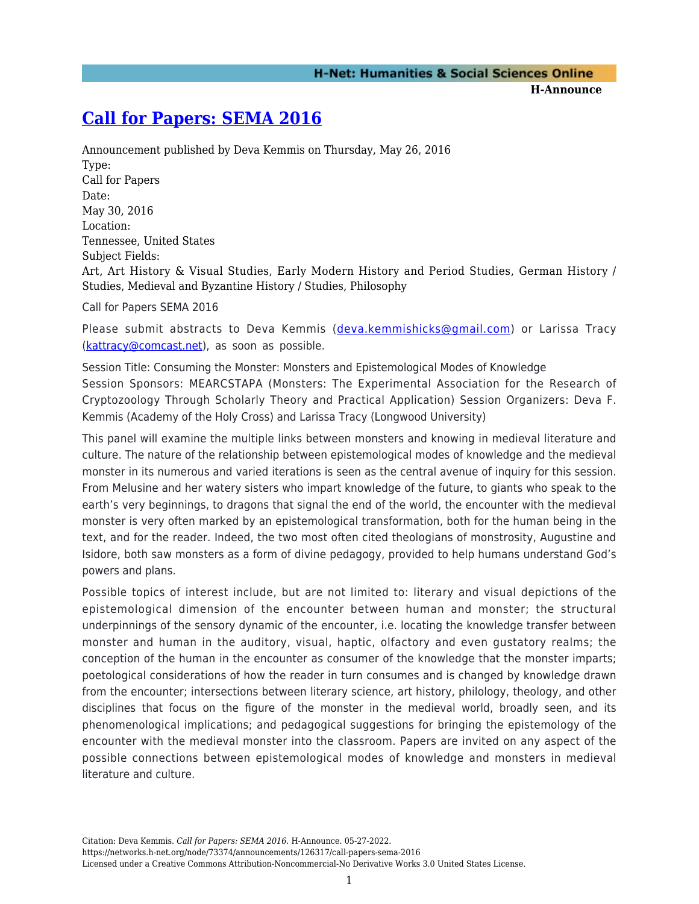# Call for Papers: SEMA 2016

Announcement published by Deva Kemmis on Thursday, May 26, 2016

Type:
Call for Papers

Date:
May 30, 2016

Location:
Tennessee, United States

Subject Fields:
Art, Art History & Visual Studies, Early Modern History and Period Studies, German History / Studies, Medieval and Byzantine History / Studies, Philosophy

Call for Papers SEMA 2016

Please submit abstracts to Deva Kemmis (deva.kemmishicks@gmail.com) or Larissa Tracy (kattracy@comcast.net), as soon as possible.

Session Title: Consuming the Monster: Monsters and Epistemological Modes of Knowledge
Session Sponsors: MEARCSTAPA (Monsters: The Experimental Association for the Research of Cryptozoology Through Scholarly Theory and Practical Application) Session Organizers: Deva F. Kemmis (Academy of the Holy Cross) and Larissa Tracy (Longwood University)

This panel will examine the multiple links between monsters and knowing in medieval literature and culture. The nature of the relationship between epistemological modes of knowledge and the medieval monster in its numerous and varied iterations is seen as the central avenue of inquiry for this session. From Melusine and her watery sisters who impart knowledge of the future, to giants who speak to the earth's very beginnings, to dragons that signal the end of the world, the encounter with the medieval monster is very often marked by an epistemological transformation, both for the human being in the text, and for the reader. Indeed, the two most often cited theologians of monstrosity, Augustine and Isidore, both saw monsters as a form of divine pedagogy, provided to help humans understand God's powers and plans.

Possible topics of interest include, but are not limited to: literary and visual depictions of the epistemological dimension of the encounter between human and monster; the structural underpinnings of the sensory dynamic of the encounter, i.e. locating the knowledge transfer between monster and human in the auditory, visual, haptic, olfactory and even gustatory realms; the conception of the human in the encounter as consumer of the knowledge that the monster imparts; poetological considerations of how the reader in turn consumes and is changed by knowledge drawn from the encounter; intersections between literary science, art history, philology, theology, and other disciplines that focus on the figure of the monster in the medieval world, broadly seen, and its phenomenological implications; and pedagogical suggestions for bringing the epistemology of the encounter with the medieval monster into the classroom. Papers are invited on any aspect of the possible connections between epistemological modes of knowledge and monsters in medieval literature and culture.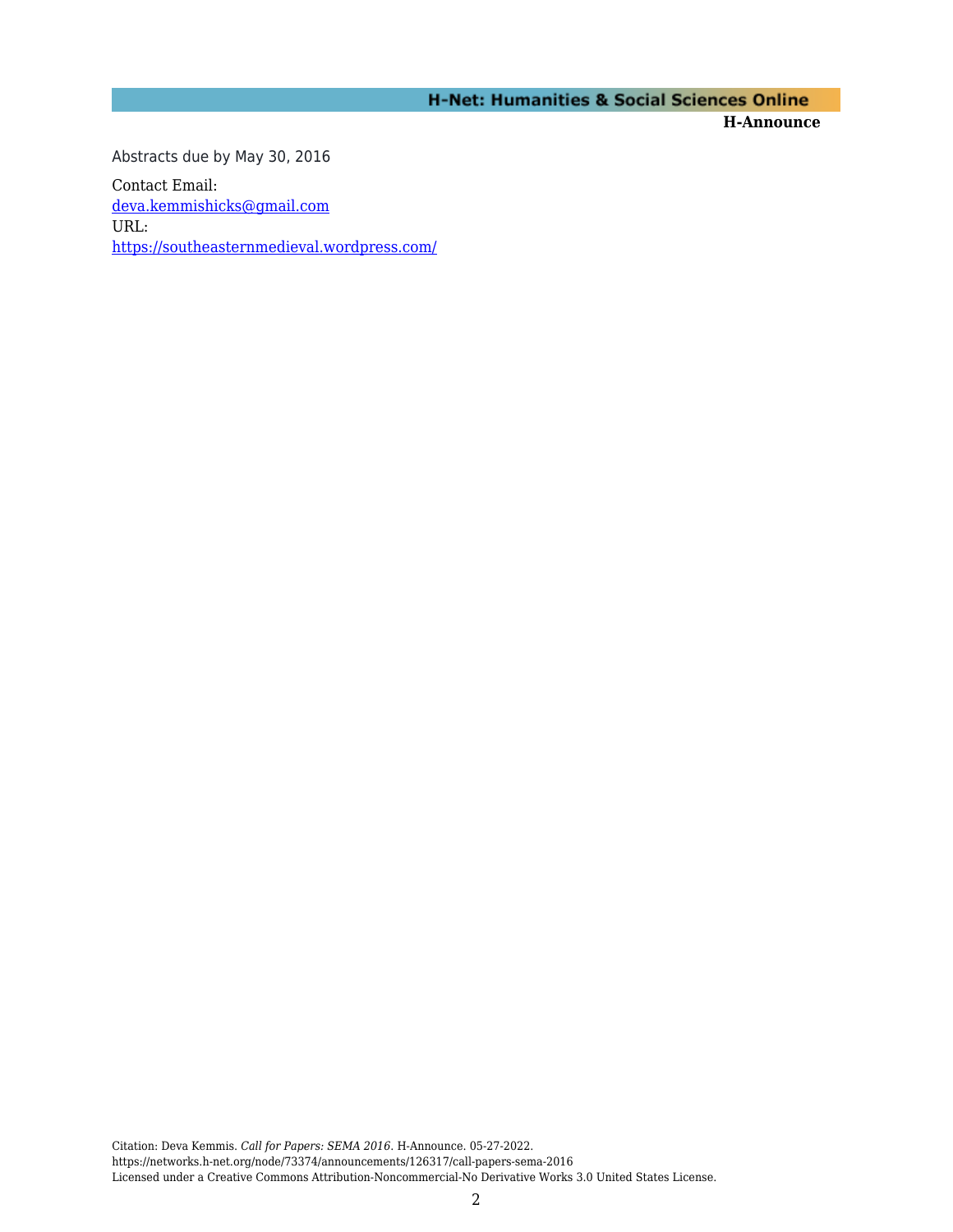Abstracts due by May 30, 2016

Contact Email:
[deva.kemmishicks@gmail.com](mailto:deva.kemmishicks@gmail.com)
URL:
[https://southeasternmedieval.wordpress.com/](https://southeasternmedieval.wordpress.com/)